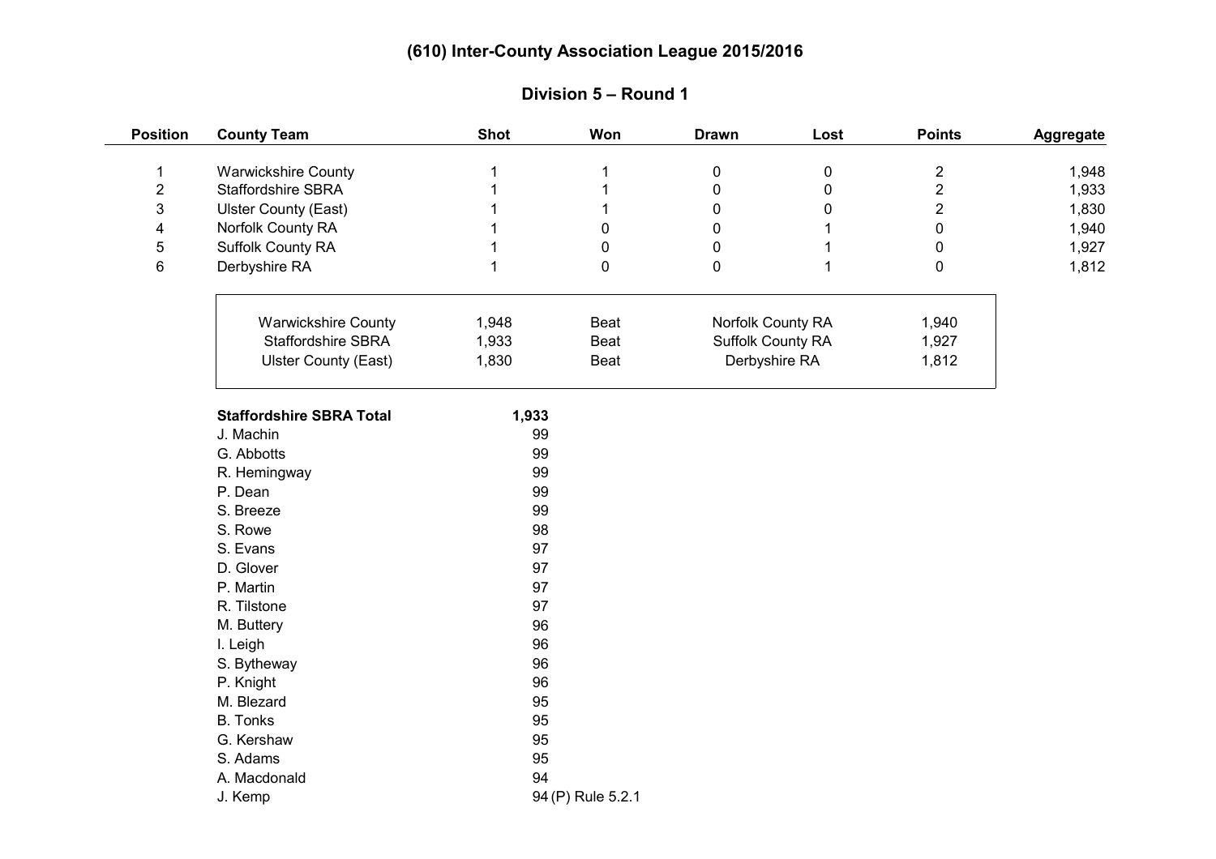# (610) Inter-County Association League 2015/2016

## Division 5 – Round 1

| Position | County Team | Shot | Won | Drawn | Lost | Points | Aggregate |
|---|---|---|---|---|---|---|---|
| 1 | Warwickshire County | 1 | 1 | 0 | 0 | 2 | 1,948 |
| 2 | Staffordshire SBRA | 1 | 1 | 0 | 0 | 2 | 1,933 |
| 3 | Ulster County (East) | 1 | 1 | 0 | 0 | 2 | 1,830 |
| 4 | Norfolk County RA | 1 | 0 | 0 | 1 | 0 | 1,940 |
| 5 | Suffolk County RA | 1 | 0 | 0 | 1 | 0 | 1,927 |
| 6 | Derbyshire RA | 1 | 0 | 0 | 1 | 0 | 1,812 |

| | | | | |
|---|---|---|---|---|
| Warwickshire County | 1,948 | Beat | Norfolk County RA | 1,940 |
| Staffordshire SBRA | 1,933 | Beat | Suffolk County RA | 1,927 |
| Ulster County (East) | 1,830 | Beat | Derbyshire RA | 1,812 |

| **Staffordshire SBRA Total** | **1,933** |
|---|---|
| J. Machin | 99 |
| G. Abbotts | 99 |
| R. Hemingway | 99 |
| P. Dean | 99 |
| S. Breeze | 99 |
| S. Rowe | 98 |
| S. Evans | 97 |
| D. Glover | 97 |
| P. Martin | 97 |
| R. Tilstone | 97 |
| M. Buttery | 96 |
| I. Leigh | 96 |
| S. Bytheway | 96 |
| P. Knight | 96 |
| M. Blezard | 95 |
| B. Tonks | 95 |
| G. Kershaw | 95 |
| S. Adams | 95 |
| A. Macdonald | 94 |
| J. Kemp | 94 (P) Rule 5.2.1 |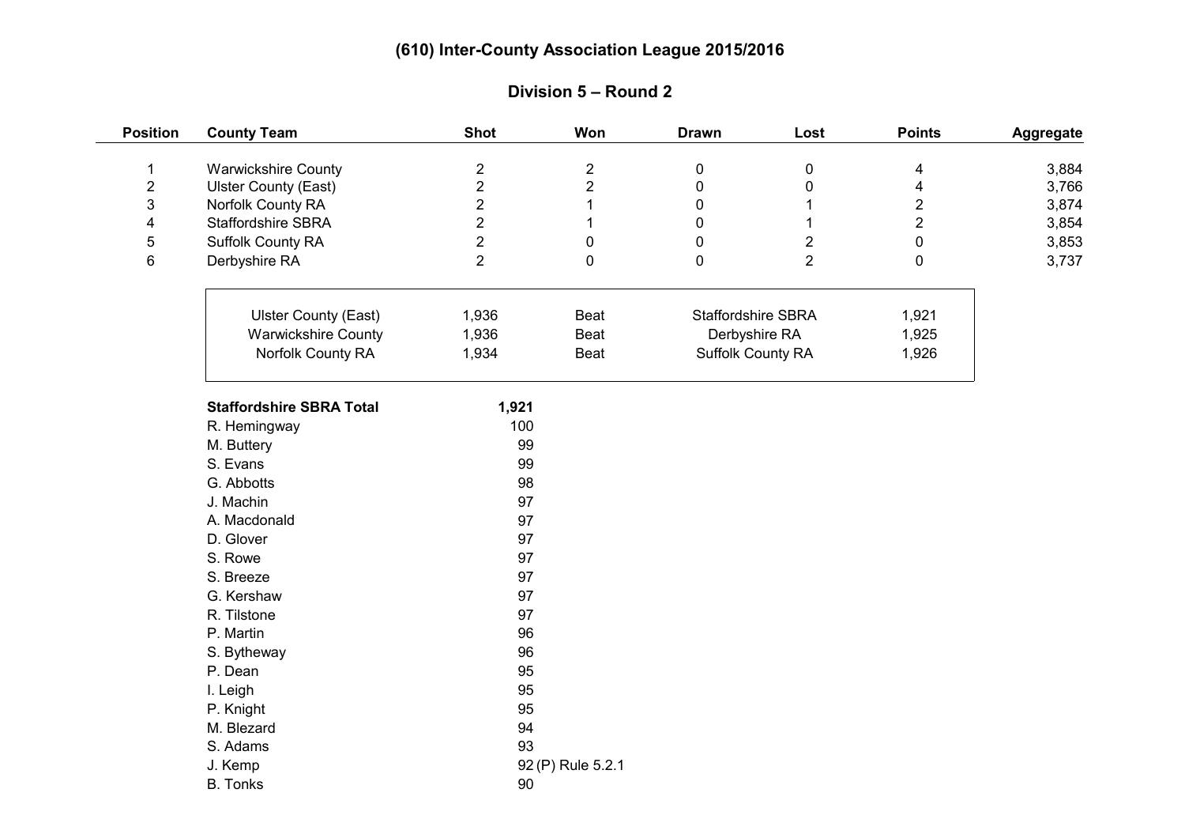# (610) Inter-County Association League 2015/2016

## Division 5 – Round 2

| Position | County Team | Shot | Won | Drawn | Lost | Points | Aggregate |
|---|---|---|---|---|---|---|---|
| 1 | Warwickshire County | 2 | 2 | 0 | 0 | 4 | 3,884 |
| 2 | Ulster County (East) | 2 | 2 | 0 | 0 | 4 | 3,766 |
| 3 | Norfolk County RA | 2 | 1 | 0 | 1 | 2 | 3,874 |
| 4 | Staffordshire SBRA | 2 | 1 | 0 | 1 | 2 | 3,854 |
| 5 | Suffolk County RA | 2 | 0 | 0 | 2 | 0 | 3,853 |
| 6 | Derbyshire RA | 2 | 0 | 0 | 2 | 0 | 3,737 |

| | | | | |
|---|---|---|---|---|
| Ulster County (East) | 1,936 | Beat | Staffordshire SBRA | 1,921 |
| Warwickshire County | 1,936 | Beat | Derbyshire RA | 1,925 |
| Norfolk County RA | 1,934 | Beat | Suffolk County RA | 1,926 |

| **Staffordshire SBRA Total** | **1,921** |
|---|---|
| R. Hemingway | 100 |
| M. Buttery | 99 |
| S. Evans | 99 |
| G. Abbotts | 98 |
| J. Machin | 97 |
| A. Macdonald | 97 |
| D. Glover | 97 |
| S. Rowe | 97 |
| S. Breeze | 97 |
| G. Kershaw | 97 |
| R. Tilstone | 97 |
| P. Martin | 96 |
| S. Bytheway | 96 |
| P. Dean | 95 |
| I. Leigh | 95 |
| P. Knight | 95 |
| M. Blezard | 94 |
| S. Adams | 93 |
| J. Kemp | 92 (P) Rule 5.2.1 |
| B. Tonks | 90 |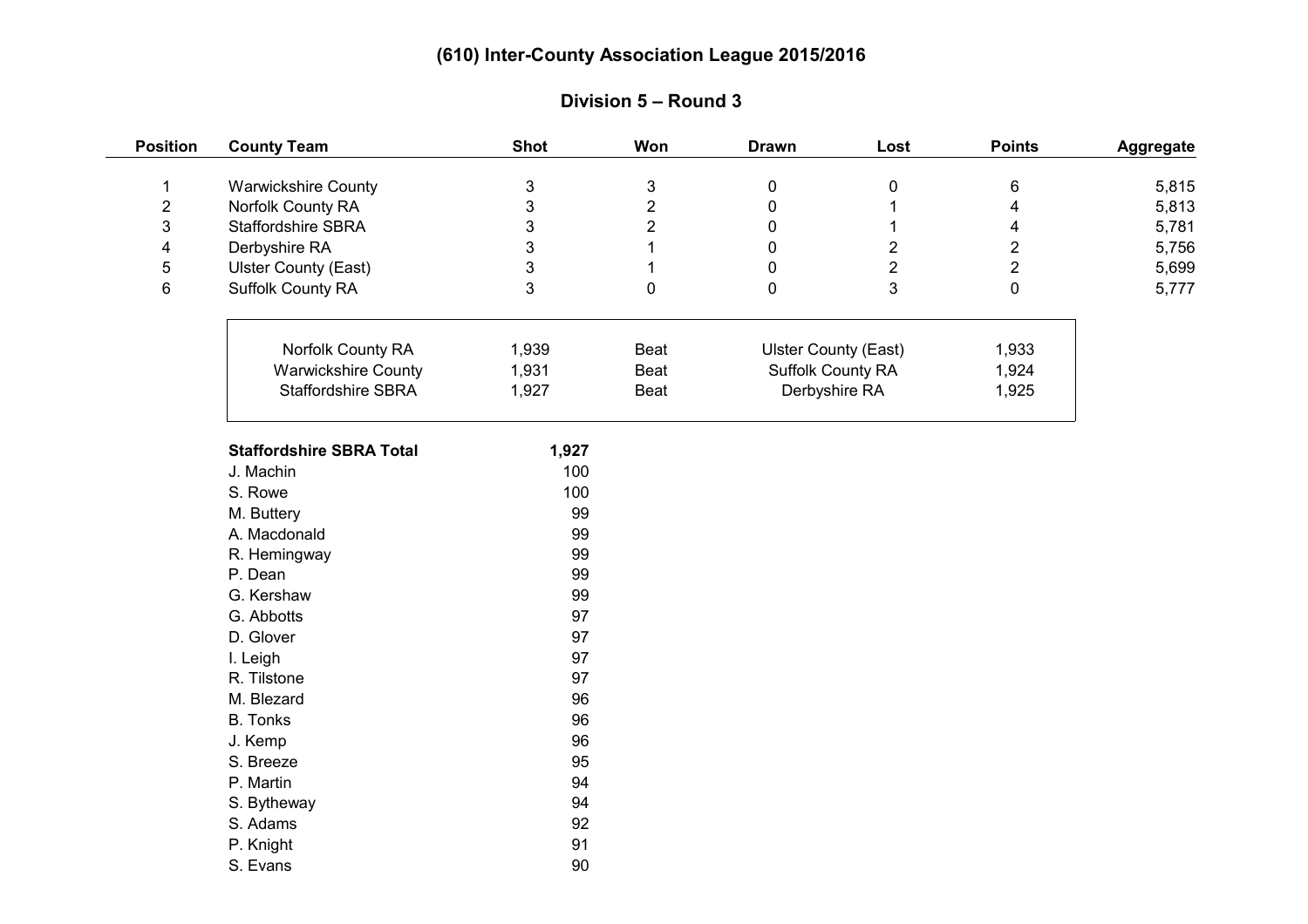# (610) Inter-County Association League 2015/2016

## Division 5 – Round 3

| Position | County Team | Shot | Won | Drawn | Lost | Points | Aggregate |
|---|---|---|---|---|---|---|---|
| 1 | Warwickshire County | 3 | 3 | 0 | 0 | 6 | 5,815 |
| 2 | Norfolk County RA | 3 | 2 | 0 | 1 | 4 | 5,813 |
| 3 | Staffordshire SBRA | 3 | 2 | 0 | 1 | 4 | 5,781 |
| 4 | Derbyshire RA | 3 | 1 | 0 | 2 | 2 | 5,756 |
| 5 | Ulster County (East) | 3 | 1 | 0 | 2 | 2 | 5,699 |
| 6 | Suffolk County RA | 3 | 0 | 0 | 3 | 0 | 5,777 |

| Team | Score | Result | Opponent | Score |
|---|---|---|---|---|
| Norfolk County RA | 1,939 | Beat | Ulster County (East) | 1,933 |
| Warwickshire County | 1,931 | Beat | Suffolk County RA | 1,924 |
| Staffordshire SBRA | 1,927 | Beat | Derbyshire RA | 1,925 |

| **Staffordshire SBRA Total** | **1,927** |
|---|---|
| J. Machin | 100 |
| S. Rowe | 100 |
| M. Buttery | 99 |
| A. Macdonald | 99 |
| R. Hemingway | 99 |
| P. Dean | 99 |
| G. Kershaw | 99 |
| G. Abbotts | 97 |
| D. Glover | 97 |
| I. Leigh | 97 |
| R. Tilstone | 97 |
| M. Blezard | 96 |
| B. Tonks | 96 |
| J. Kemp | 96 |
| S. Breeze | 95 |
| P. Martin | 94 |
| S. Bytheway | 94 |
| S. Adams | 92 |
| P. Knight | 91 |
| S. Evans | 90 |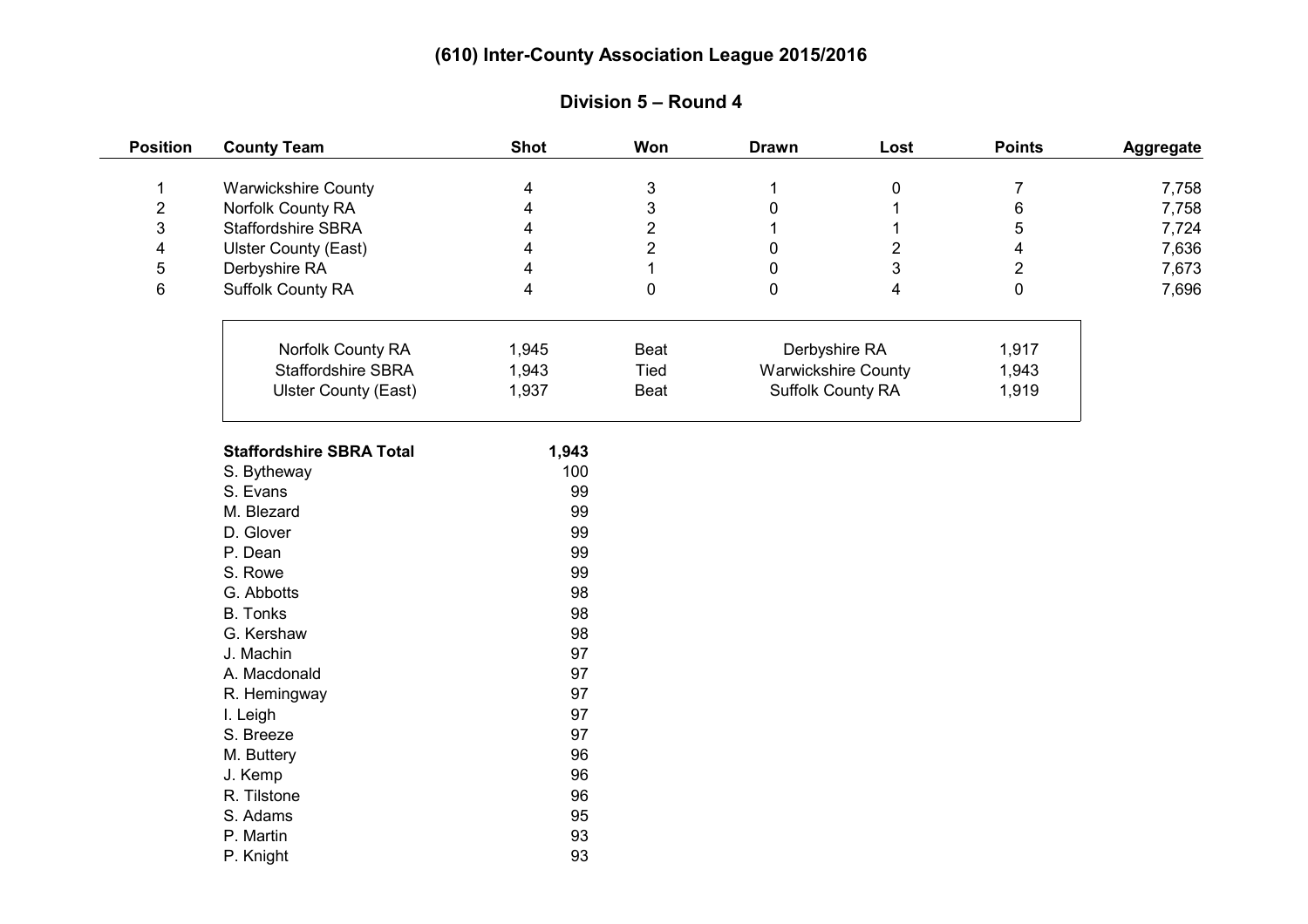# (610) Inter-County Association League 2015/2016

## Division 5 – Round 4

| Position | County Team | Shot | Won | Drawn | Lost | Points | Aggregate |
|---|---|---|---|---|---|---|---|
| 1 | Warwickshire County | 4 | 3 | 1 | 0 | 7 | 7,758 |
| 2 | Norfolk County RA | 4 | 3 | 0 | 1 | 6 | 7,758 |
| 3 | Staffordshire SBRA | 4 | 2 | 1 | 1 | 5 | 7,724 |
| 4 | Ulster County (East) | 4 | 2 | 0 | 2 | 4 | 7,636 |
| 5 | Derbyshire RA | 4 | 1 | 0 | 3 | 2 | 7,673 |
| 6 | Suffolk County RA | 4 | 0 | 0 | 4 | 0 | 7,696 |

| Team | Score | Result | Opponent | Score |
|---|---|---|---|---|
| Norfolk County RA | 1,945 | Beat | Derbyshire RA | 1,917 |
| Staffordshire SBRA | 1,943 | Tied | Warwickshire County | 1,943 |
| Ulster County (East) | 1,937 | Beat | Suffolk County RA | 1,919 |

| **Staffordshire SBRA Total** | **1,943** |
|---|---|
| S. Bytheway | 100 |
| S. Evans | 99 |
| M. Blezard | 99 |
| D. Glover | 99 |
| P. Dean | 99 |
| S. Rowe | 99 |
| G. Abbotts | 98 |
| B. Tonks | 98 |
| G. Kershaw | 98 |
| J. Machin | 97 |
| A. Macdonald | 97 |
| R. Hemingway | 97 |
| I. Leigh | 97 |
| S. Breeze | 97 |
| M. Buttery | 96 |
| J. Kemp | 96 |
| R. Tilstone | 96 |
| S. Adams | 95 |
| P. Martin | 93 |
| P. Knight | 93 |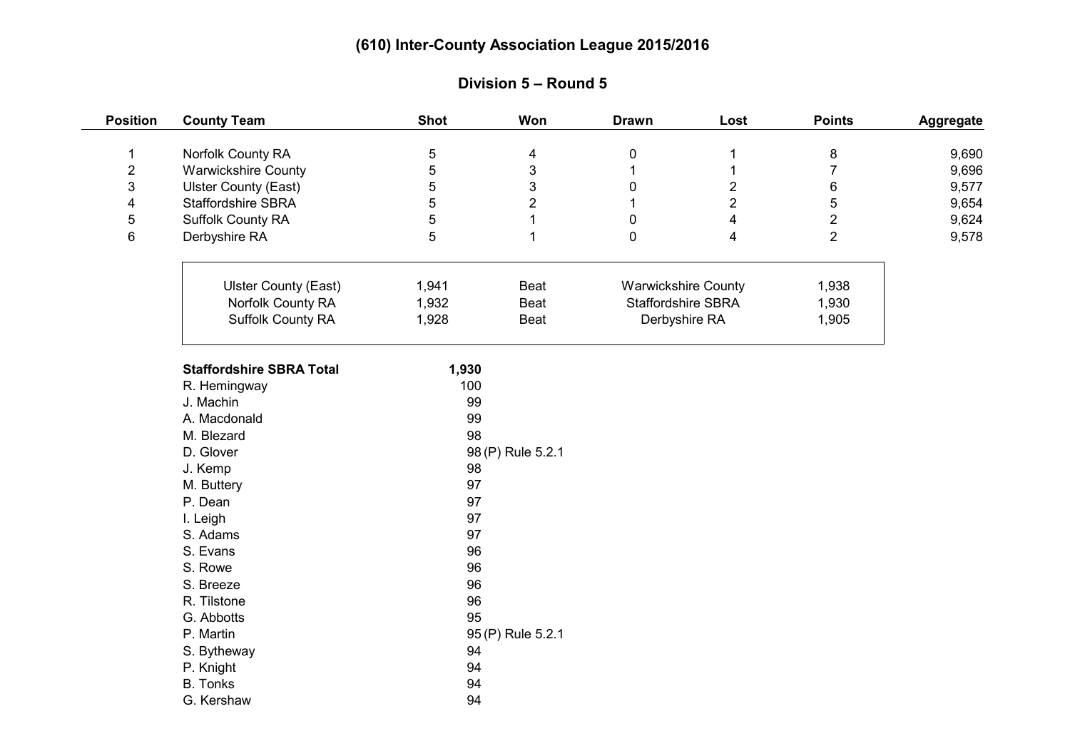# (610) Inter-County Association League 2015/2016

## Division 5 – Round 5

| Position | County Team | Shot | Won | Drawn | Lost | Points | Aggregate |
|---|---|---|---|---|---|---|---|
| 1 | Norfolk County RA | 5 | 4 | 0 | 1 | 8 | 9,690 |
| 2 | Warwickshire County | 5 | 3 | 1 | 1 | 7 | 9,696 |
| 3 | Ulster County (East) | 5 | 3 | 0 | 2 | 6 | 9,577 |
| 4 | Staffordshire SBRA | 5 | 2 | 1 | 2 | 5 | 9,654 |
| 5 | Suffolk County RA | 5 | 1 | 0 | 4 | 2 | 9,624 |
| 6 | Derbyshire RA | 5 | 1 | 0 | 4 | 2 | 9,578 |

| | | | | |
|---|---|---|---|---|
| Ulster County (East) | 1,941 | Beat | Warwickshire County | 1,938 |
| Norfolk County RA | 1,932 | Beat | Staffordshire SBRA | 1,930 |
| Suffolk County RA | 1,928 | Beat | Derbyshire RA | 1,905 |

| **Staffordshire SBRA Total** | **1,930** |
|---|---|
| R. Hemingway | 100 |
| J. Machin | 99 |
| A. Macdonald | 99 |
| M. Blezard | 98 |
| D. Glover | 98 (P) Rule 5.2.1 |
| J. Kemp | 98 |
| M. Buttery | 97 |
| P. Dean | 97 |
| I. Leigh | 97 |
| S. Adams | 97 |
| S. Evans | 96 |
| S. Rowe | 96 |
| S. Breeze | 96 |
| R. Tilstone | 96 |
| G. Abbotts | 95 |
| P. Martin | 95 (P) Rule 5.2.1 |
| S. Bytheway | 94 |
| P. Knight | 94 |
| B. Tonks | 94 |
| G. Kershaw | 94 |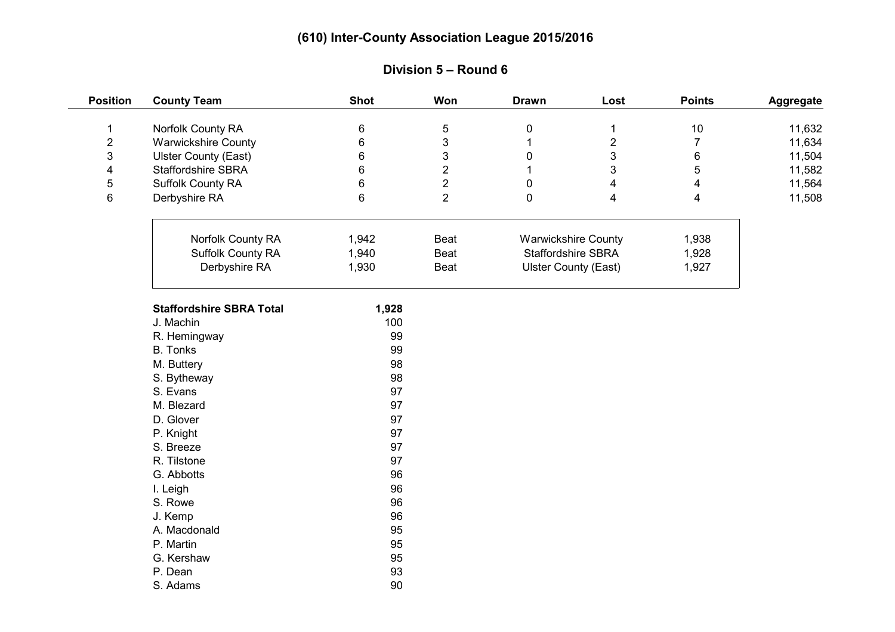# (610) Inter-County Association League 2015/2016

## Division 5 – Round 6

| Position | County Team | Shot | Won | Drawn | Lost | Points | Aggregate |
|---|---|---|---|---|---|---|---|
| 1 | Norfolk County RA | 6 | 5 | 0 | 1 | 10 | 11,632 |
| 2 | Warwickshire County | 6 | 3 | 1 | 2 | 7 | 11,634 |
| 3 | Ulster County (East) | 6 | 3 | 0 | 3 | 6 | 11,504 |
| 4 | Staffordshire SBRA | 6 | 2 | 1 | 3 | 5 | 11,582 |
| 5 | Suffolk County RA | 6 | 2 | 0 | 4 | 4 | 11,564 |
| 6 | Derbyshire RA | 6 | 2 | 0 | 4 | 4 | 11,508 |

| | | | | |
|---|---|---|---|---|
| Norfolk County RA | 1,942 | Beat | Warwickshire County | 1,938 |
| Suffolk County RA | 1,940 | Beat | Staffordshire SBRA | 1,928 |
| Derbyshire RA | 1,930 | Beat | Ulster County (East) | 1,927 |

| **Staffordshire SBRA Total** | **1,928** |
|---|---|
| J. Machin | 100 |
| R. Hemingway | 99 |
| B. Tonks | 99 |
| M. Buttery | 98 |
| S. Bytheway | 98 |
| S. Evans | 97 |
| M. Blezard | 97 |
| D. Glover | 97 |
| P. Knight | 97 |
| S. Breeze | 97 |
| R. Tilstone | 97 |
| G. Abbotts | 96 |
| I. Leigh | 96 |
| S. Rowe | 96 |
| J. Kemp | 96 |
| A. Macdonald | 95 |
| P. Martin | 95 |
| G. Kershaw | 95 |
| P. Dean | 93 |
| S. Adams | 90 |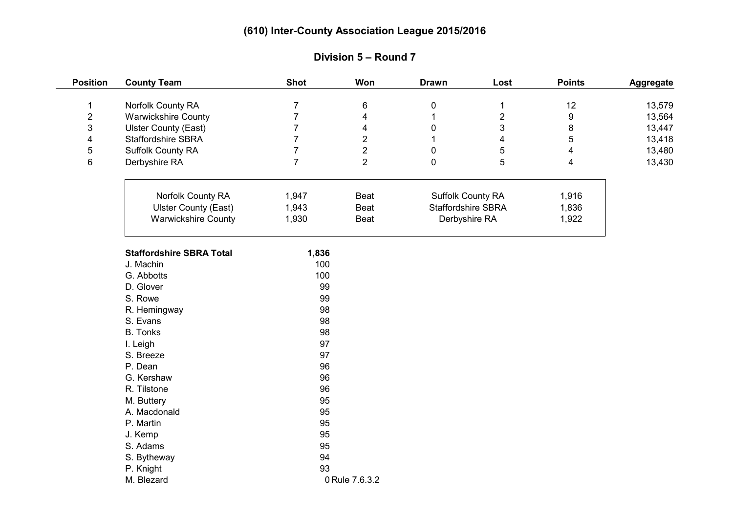# (610) Inter-County Association League 2015/2016

## Division 5 – Round 7

| Position | County Team | Shot | Won | Drawn | Lost | Points | Aggregate |
|---|---|---|---|---|---|---|---|
| 1 | Norfolk County RA | 7 | 6 | 0 | 1 | 12 | 13,579 |
| 2 | Warwickshire County | 7 | 4 | 1 | 2 | 9 | 13,564 |
| 3 | Ulster County (East) | 7 | 4 | 0 | 3 | 8 | 13,447 |
| 4 | Staffordshire SBRA | 7 | 2 | 1 | 4 | 5 | 13,418 |
| 5 | Suffolk County RA | 7 | 2 | 0 | 5 | 4 | 13,480 |
| 6 | Derbyshire RA | 7 | 2 | 0 | 5 | 4 | 13,430 |

| | | | | |
|---|---|---|---|---|
| Norfolk County RA | 1,947 | Beat | Suffolk County RA | 1,916 |
| Ulster County (East) | 1,943 | Beat | Staffordshire SBRA | 1,836 |
| Warwickshire County | 1,930 | Beat | Derbyshire RA | 1,922 |

| **Staffordshire SBRA Total** | **1,836** | |
|---|---|---|
| J. Machin | 100 | |
| G. Abbotts | 100 | |
| D. Glover | 99 | |
| S. Rowe | 99 | |
| R. Hemingway | 98 | |
| S. Evans | 98 | |
| B. Tonks | 98 | |
| I. Leigh | 97 | |
| S. Breeze | 97 | |
| P. Dean | 96 | |
| G. Kershaw | 96 | |
| R. Tilstone | 96 | |
| M. Buttery | 95 | |
| A. Macdonald | 95 | |
| P. Martin | 95 | |
| J. Kemp | 95 | |
| S. Adams | 95 | |
| S. Bytheway | 94 | |
| P. Knight | 93 | |
| M. Blezard | 0 | Rule 7.6.3.2 |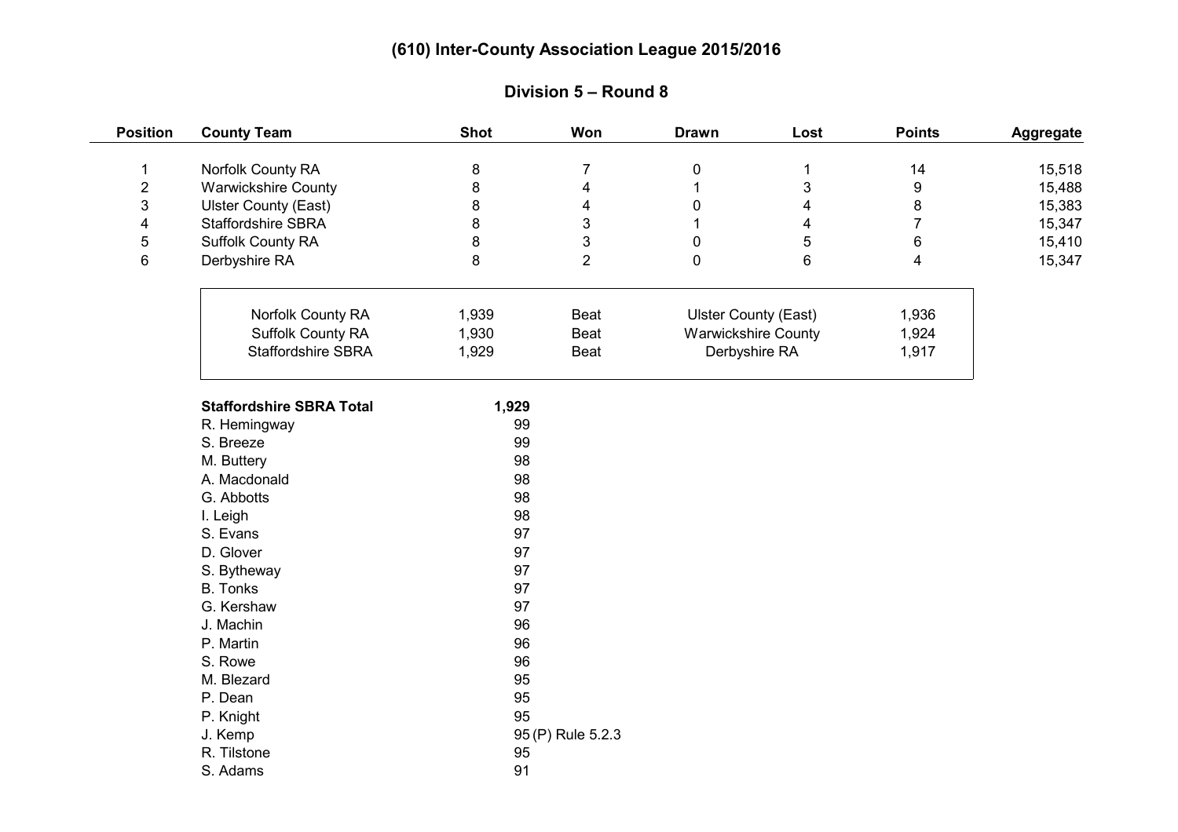# (610) Inter-County Association League 2015/2016

## Division 5 – Round 8

| Position | County Team | Shot | Won | Drawn | Lost | Points | Aggregate |
|---|---|---|---|---|---|---|---|
| 1 | Norfolk County RA | 8 | 7 | 0 | 1 | 14 | 15,518 |
| 2 | Warwickshire County | 8 | 4 | 1 | 3 | 9 | 15,488 |
| 3 | Ulster County (East) | 8 | 4 | 0 | 4 | 8 | 15,383 |
| 4 | Staffordshire SBRA | 8 | 3 | 1 | 4 | 7 | 15,347 |
| 5 | Suffolk County RA | 8 | 3 | 0 | 5 | 6 | 15,410 |
| 6 | Derbyshire RA | 8 | 2 | 0 | 6 | 4 | 15,347 |

| | | | | |
|---|---|---|---|---|
| Norfolk County RA | 1,939 | Beat | Ulster County (East) | 1,936 |
| Suffolk County RA | 1,930 | Beat | Warwickshire County | 1,924 |
| Staffordshire SBRA | 1,929 | Beat | Derbyshire RA | 1,917 |

| **Staffordshire SBRA Total** | **1,929** | |
|---|---|---|
| R. Hemingway | 99 | |
| S. Breeze | 99 | |
| M. Buttery | 98 | |
| A. Macdonald | 98 | |
| G. Abbotts | 98 | |
| I. Leigh | 98 | |
| S. Evans | 97 | |
| D. Glover | 97 | |
| S. Bytheway | 97 | |
| B. Tonks | 97 | |
| G. Kershaw | 97 | |
| J. Machin | 96 | |
| P. Martin | 96 | |
| S. Rowe | 96 | |
| M. Blezard | 95 | |
| P. Dean | 95 | |
| P. Knight | 95 | |
| J. Kemp | 95 | (P) Rule 5.2.3 |
| R. Tilstone | 95 | |
| S. Adams | 91 | |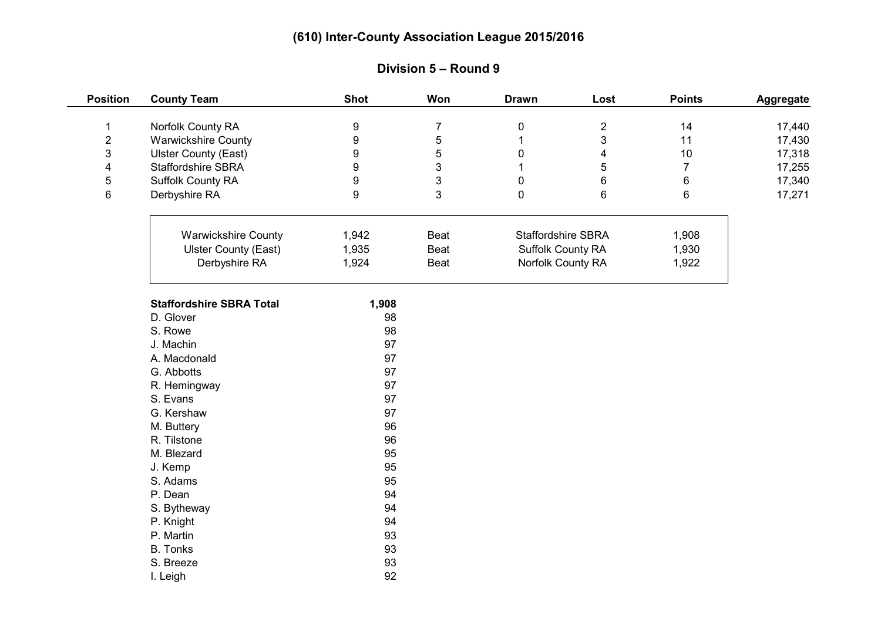# (610) Inter-County Association League 2015/2016

## Division 5 – Round 9

| Position | County Team | Shot | Won | Drawn | Lost | Points | Aggregate |
|---|---|---|---|---|---|---|---|
| 1 | Norfolk County RA | 9 | 7 | 0 | 2 | 14 | 17,440 |
| 2 | Warwickshire County | 9 | 5 | 1 | 3 | 11 | 17,430 |
| 3 | Ulster County (East) | 9 | 5 | 0 | 4 | 10 | 17,318 |
| 4 | Staffordshire SBRA | 9 | 3 | 1 | 5 | 7 | 17,255 |
| 5 | Suffolk County RA | 9 | 3 | 0 | 6 | 6 | 17,340 |
| 6 | Derbyshire RA | 9 | 3 | 0 | 6 | 6 | 17,271 |

| | | | | |
|---|---|---|---|---|
| Warwickshire County | 1,942 | Beat | Staffordshire SBRA | 1,908 |
| Ulster County (East) | 1,935 | Beat | Suffolk County RA | 1,930 |
| Derbyshire RA | 1,924 | Beat | Norfolk County RA | 1,922 |

| **Staffordshire SBRA Total** | **1,908** |
|---|---|
| D. Glover | 98 |
| S. Rowe | 98 |
| J. Machin | 97 |
| A. Macdonald | 97 |
| G. Abbotts | 97 |
| R. Hemingway | 97 |
| S. Evans | 97 |
| G. Kershaw | 97 |
| M. Buttery | 96 |
| R. Tilstone | 96 |
| M. Blezard | 95 |
| J. Kemp | 95 |
| S. Adams | 95 |
| P. Dean | 94 |
| S. Bytheway | 94 |
| P. Knight | 94 |
| P. Martin | 93 |
| B. Tonks | 93 |
| S. Breeze | 93 |
| I. Leigh | 92 |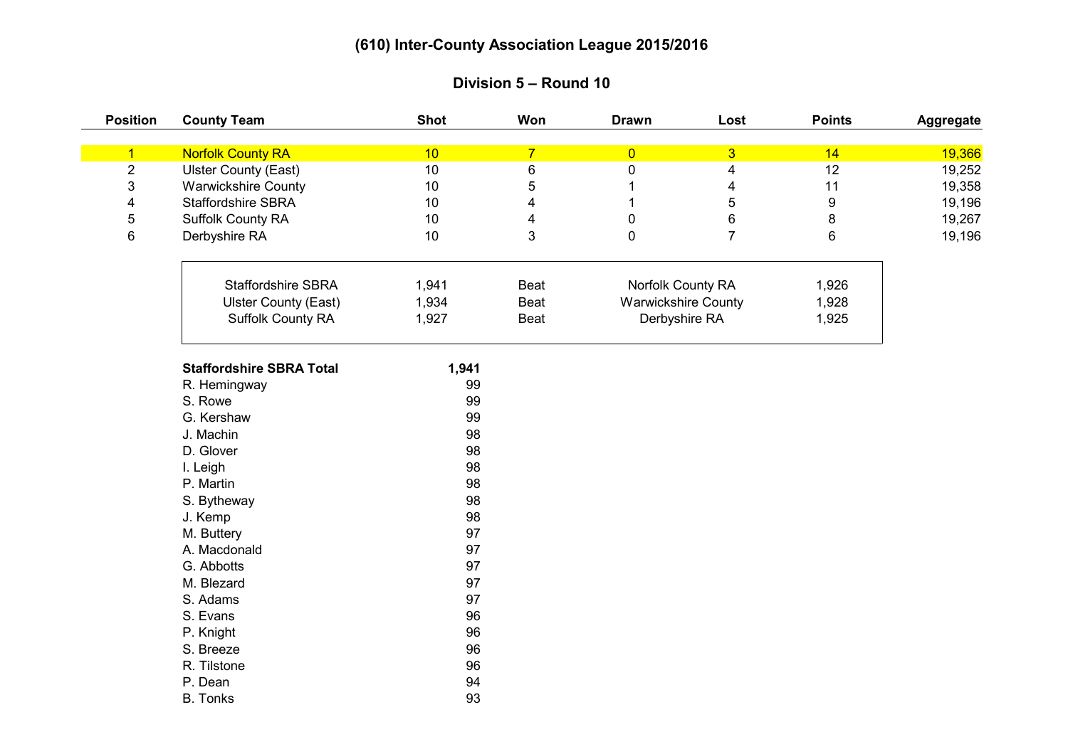# (610) Inter-County Association League 2015/2016

## Division 5 – Round 10

| Position | County Team | Shot | Won | Drawn | Lost | Points | Aggregate |
|---|---|---|---|---|---|---|---|
| 1 | Norfolk County RA | 10 | 7 | 0 | 3 | 14 | 19,366 |
| 2 | Ulster County (East) | 10 | 6 | 0 | 4 | 12 | 19,252 |
| 3 | Warwickshire County | 10 | 5 | 1 | 4 | 11 | 19,358 |
| 4 | Staffordshire SBRA | 10 | 4 | 1 | 5 | 9 | 19,196 |
| 5 | Suffolk County RA | 10 | 4 | 0 | 6 | 8 | 19,267 |
| 6 | Derbyshire RA | 10 | 3 | 0 | 7 | 6 | 19,196 |

| | | | | |
|---|---|---|---|---|
| Staffordshire SBRA | 1,941 | Beat | Norfolk County RA | 1,926 |
| Ulster County (East) | 1,934 | Beat | Warwickshire County | 1,928 |
| Suffolk County RA | 1,927 | Beat | Derbyshire RA | 1,925 |

| **Staffordshire SBRA Total** | **1,941** |
|---|---|
| R. Hemingway | 99 |
| S. Rowe | 99 |
| G. Kershaw | 99 |
| J. Machin | 98 |
| D. Glover | 98 |
| I. Leigh | 98 |
| P. Martin | 98 |
| S. Bytheway | 98 |
| J. Kemp | 98 |
| M. Buttery | 97 |
| A. Macdonald | 97 |
| G. Abbotts | 97 |
| M. Blezard | 97 |
| S. Adams | 97 |
| S. Evans | 96 |
| P. Knight | 96 |
| S. Breeze | 96 |
| R. Tilstone | 96 |
| P. Dean | 94 |
| B. Tonks | 93 |